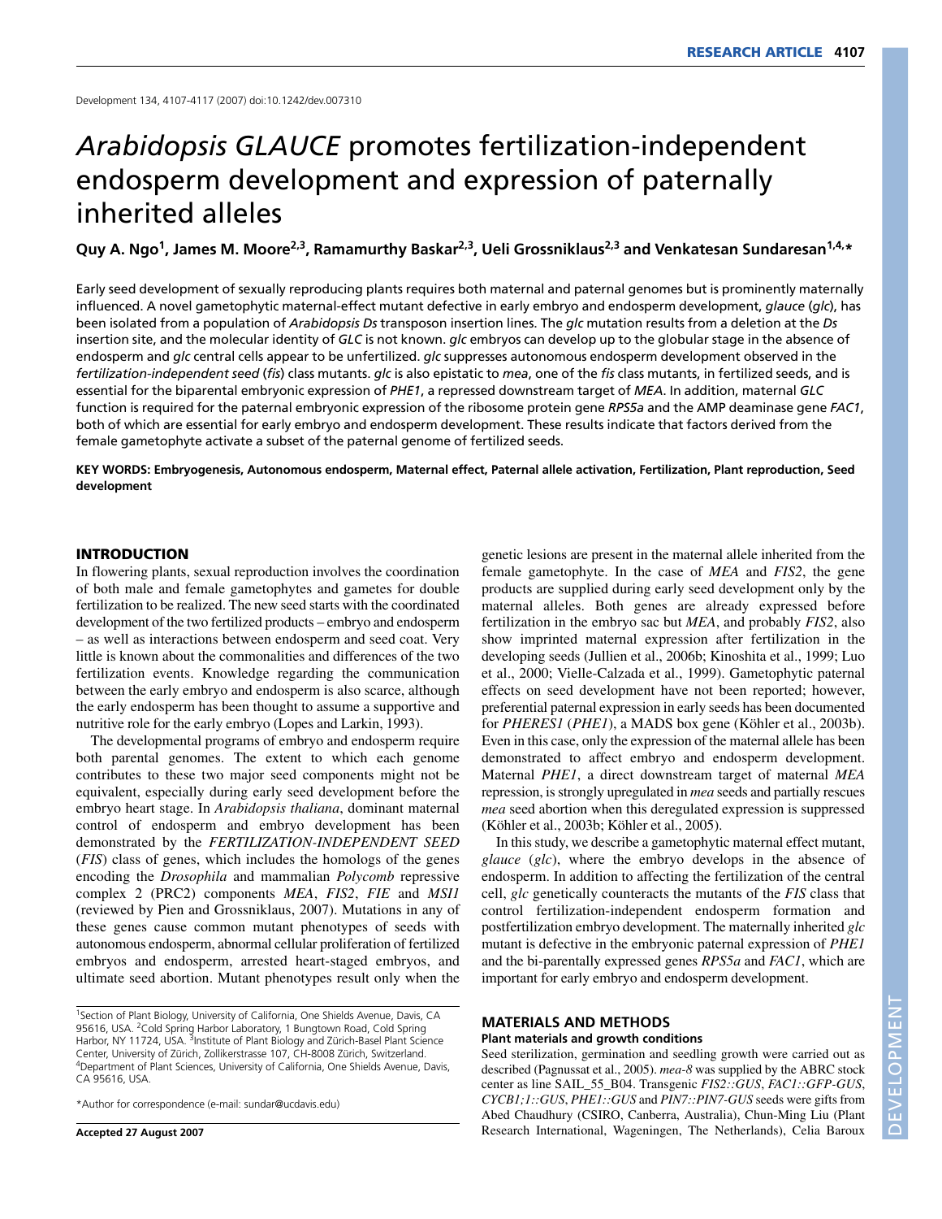# *Arabidopsis GLAUCE* promotes fertilization-independent endosperm development and expression of paternally inherited alleles

**Quy A. Ngo[1], James M. Moore[2,3], Ramamurthy Baskar[2,3], Ueli Grossniklaus[2,3] and Venkatesan Sundaresan[1,4,*]**

Early seed development of sexually reproducing plants requires both maternal and paternal genomes but is prominently maternally influenced. A novel gametophytic maternal-effect mutant defective in early embryo and endosperm development, *glauce* (*glc*), has been isolated from a population of *Arabidopsis Ds* transposon insertion lines. The *glc* mutation results from a deletion at the *Ds* insertion site, and the molecular identity of *GLC* is not known. *glc* embryos can develop up to the globular stage in the absence of endosperm and *glc* central cells appear to be unfertilized. *glc* suppresses autonomous endosperm development observed in the *fertilization-independent seed* (*fis*) class mutants. *glc* is also epistatic to *mea*, one of the *fis* class mutants, in fertilized seeds, and is essential for the biparental embryonic expression of *PHE1*, a repressed downstream target of *MEA*. In addition, maternal *GLC* function is required for the paternal embryonic expression of the ribosome protein gene *RPS5a* and the AMP deaminase gene *FAC1*, both of which are essential for early embryo and endosperm development. These results indicate that factors derived from the female gametophyte activate a subset of the paternal genome of fertilized seeds.

**KEY WORDS: Embryogenesis, Autonomous endosperm, Maternal effect, Paternal allele activation, Fertilization, Plant reproduction, Seed development**

## INTRODUCTION

In flowering plants, sexual reproduction involves the coordination of both male and female gametophytes and gametes for double fertilization to be realized. The new seed starts with the coordinated development of the two fertilized products – embryo and endosperm – as well as interactions between endosperm and seed coat. Very little is known about the commonalities and differences of the two fertilization events. Knowledge regarding the communication between the early embryo and endosperm is also scarce, although the early endosperm has been thought to assume a supportive and nutritive role for the early embryo (Lopes and Larkin, 1993).

The developmental programs of embryo and endosperm require both parental genomes. The extent to which each genome contributes to these two major seed components might not be equivalent, especially during early seed development before the embryo heart stage. In *Arabidopsis thaliana*, dominant maternal control of endosperm and embryo development has been demonstrated by the *FERTILIZATION-INDEPENDENT SEED* (*FIS*) class of genes, which includes the homologs of the genes encoding the *Drosophila* and mammalian *Polycomb* repressive complex 2 (PRC2) components *MEA*, *FIS2*, *FIE* and *MSI1* (reviewed by Pien and Grossniklaus, 2007). Mutations in any of these genes cause common mutant phenotypes of seeds with autonomous endosperm, abnormal cellular proliferation of fertilized embryos and endosperm, arrested heart-staged embryos, and ultimate seed abortion. Mutant phenotypes result only when the genetic lesions are present in the maternal allele inherited from the female gametophyte. In the case of *MEA* and *FIS2*, the gene products are supplied during early seed development only by the maternal alleles. Both genes are already expressed before fertilization in the embryo sac but *MEA*, and probably *FIS2*, also show imprinted maternal expression after fertilization in the developing seeds (Jullien et al., 2006b; Kinoshita et al., 1999; Luo et al., 2000; Vielle-Calzada et al., 1999). Gametophytic paternal effects on seed development have not been reported; however, preferential paternal expression in early seeds has been documented for *PHERES1* (*PHE1*), a MADS box gene (Köhler et al., 2003b). Even in this case, only the expression of the maternal allele has been demonstrated to affect embryo and endosperm development. Maternal *PHE1*, a direct downstream target of maternal *MEA* repression, is strongly upregulated in *mea* seeds and partially rescues *mea* seed abortion when this deregulated expression is suppressed (Köhler et al., 2003b; Köhler et al., 2005).

In this study, we describe a gametophytic maternal effect mutant, *glauce* (*glc*), where the embryo develops in the absence of endosperm. In addition to affecting the fertilization of the central cell, *glc* genetically counteracts the mutants of the *FIS* class that control fertilization-independent endosperm formation and postfertilization embryo development. The maternally inherited *glc* mutant is defective in the embryonic paternal expression of *PHE1* and the bi-parentally expressed genes *RPS5a* and *FAC1*, which are important for early embryo and endosperm development.

## MATERIALS AND METHODS

### Plant materials and growth conditions

Seed sterilization, germination and seedling growth were carried out as described (Pagnussat et al., 2005). *mea-8* was supplied by the ABRC stock center as line SAIL_55_B04. Transgenic *FIS2::GUS*, *FAC1::GFP-GUS*, *CYCB1;1::GUS*, *PHE1::GUS* and *PIN7::PIN7-GUS* seeds were gifts from Abed Chaudhury (CSIRO, Canberra, Australia), Chun-Ming Liu (Plant Research International, Wageningen, The Netherlands), Celia Baroux

[1]Section of Plant Biology, University of California, One Shields Avenue, Davis, CA 95616, USA. [2]Cold Spring Harbor Laboratory, 1 Bungtown Road, Cold Spring Harbor, NY 11724, USA. [3]Institute of Plant Biology and Zürich-Basel Plant Science Center, University of Zürich, Zollikerstrasse 107, CH-8008 Zürich, Switzerland. [4]Department of Plant Sciences, University of California, One Shields Avenue, Davis, CA 95616, USA.

*Author for correspondence (e-mail: sundar@ucdavis.edu)

**Accepted 27 August 2007**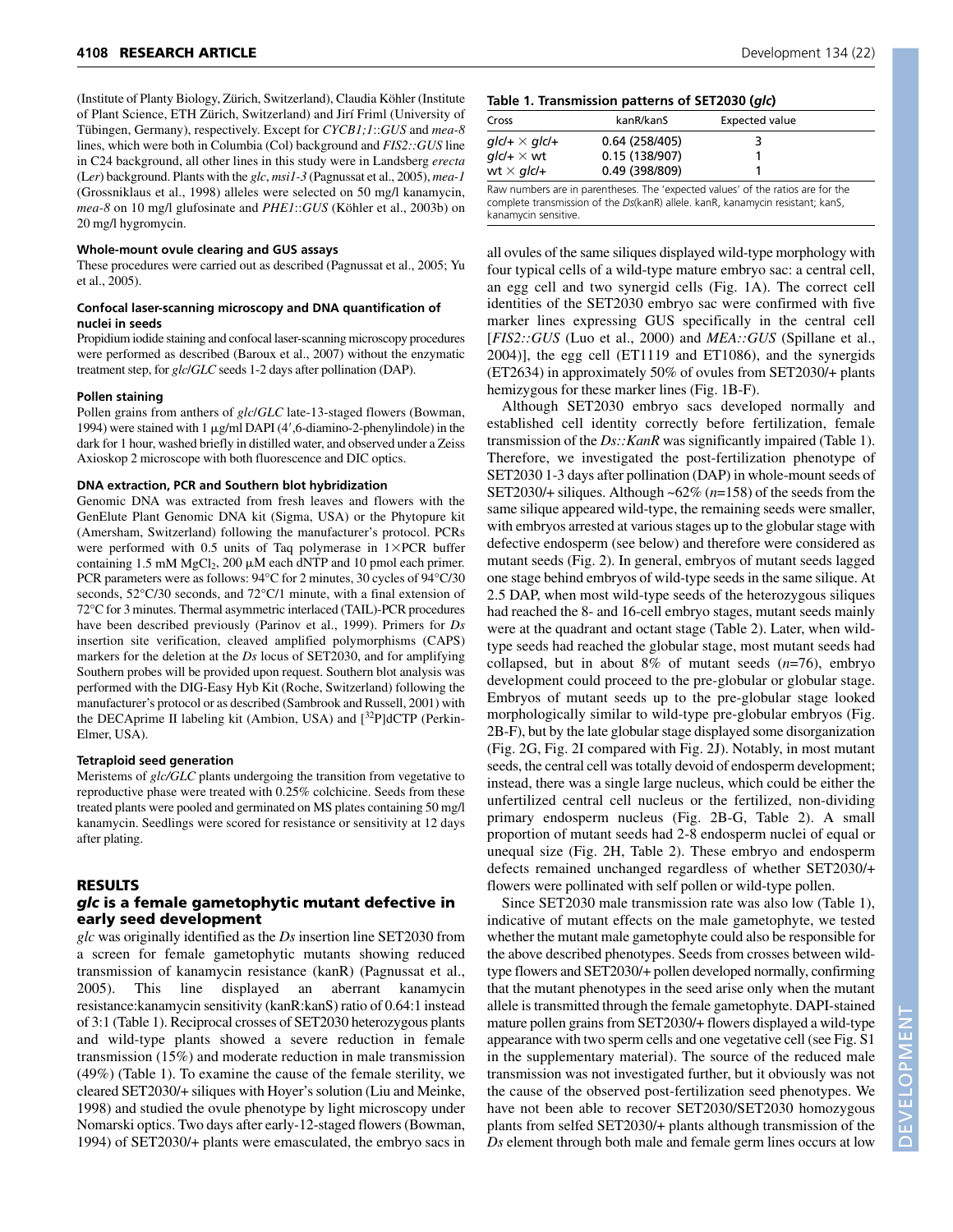(Institute of Planty Biology, Zürich, Switzerland), Claudia Köhler (Institute of Plant Science, ETH Zürich, Switzerland) and Jirí Friml (University of Tübingen, Germany), respectively. Except for *CYCB1;1::GUS* and *mea-8* lines, which were both in Columbia (Col) background and *FIS2::GUS* line in C24 background, all other lines in this study were in Landsberg *erecta* (L*er*) background. Plants with the *glc*, *msi1-3* (Pagnussat et al., 2005), *mea-1* (Grossniklaus et al., 1998) alleles were selected on 50 mg/l kanamycin, *mea-8* on 10 mg/l glufosinate and *PHE1::GUS* (Köhler et al., 2003b) on 20 mg/l hygromycin.

#### Whole-mount ovule clearing and GUS assays

These procedures were carried out as described (Pagnussat et al., 2005; Yu et al., 2005).

#### Confocal laser-scanning microscopy and DNA quantification of nuclei in seeds

Propidium iodide staining and confocal laser-scanning microscopy procedures were performed as described (Baroux et al., 2007) without the enzymatic treatment step, for *glc*/*GLC* seeds 1-2 days after pollination (DAP).

#### Pollen staining

Pollen grains from anthers of *glc*/*GLC* late-13-staged flowers (Bowman, 1994) were stained with 1 μg/ml DAPI (4′,6-diamino-2-phenylindole) in the dark for 1 hour, washed briefly in distilled water, and observed under a Zeiss Axioskop 2 microscope with both fluorescence and DIC optics.

#### DNA extraction, PCR and Southern blot hybridization

Genomic DNA was extracted from fresh leaves and flowers with the GenElute Plant Genomic DNA kit (Sigma, USA) or the Phytopure kit (Amersham, Switzerland) following the manufacturer's protocol. PCRs were performed with 0.5 units of Taq polymerase in 1×PCR buffer containing 1.5 mM $MgCl_2$, 200 μM each dNTP and 10 pmol each primer. PCR parameters were as follows: 94°C for 2 minutes, 30 cycles of 94°C/30 seconds, 52°C/30 seconds, and 72°C/1 minute, with a final extension of 72°C for 3 minutes. Thermal asymmetric interlaced (TAIL)-PCR procedures have been described previously (Parinov et al., 1999). Primers for *Ds* insertion site verification, cleaved amplified polymorphisms (CAPS) markers for the deletion at the *Ds* locus of SET2030, and for amplifying Southern probes will be provided upon request. Southern blot analysis was performed with the DIG-Easy Hyb Kit (Roche, Switzerland) following the manufacturer's protocol or as described (Sambrook and Russell, 2001) with the DECAprime II labeling kit (Ambion, USA) and [$^{32}$P]dCTP (Perkin-Elmer, USA).

#### Tetraploid seed generation

Meristems of *glc/GLC* plants undergoing the transition from vegetative to reproductive phase were treated with 0.25% colchicine. Seeds from these treated plants were pooled and germinated on MS plates containing 50 mg/l kanamycin. Seedlings were scored for resistance or sensitivity at 12 days after plating.

## RESULTS

### *glc* is a female gametophytic mutant defective in early seed development

*glc* was originally identified as the *Ds* insertion line SET2030 from a screen for female gametophytic mutants showing reduced transmission of kanamycin resistance (kanR) (Pagnussat et al., 2005). This line displayed an aberrant kanamycin resistance:kanamycin sensitivity (kanR:kanS) ratio of 0.64:1 instead of 3:1 (Table 1). Reciprocal crosses of SET2030 heterozygous plants and wild-type plants showed a severe reduction in female transmission (15%) and moderate reduction in male transmission (49%) (Table 1). To examine the cause of the female sterility, we cleared SET2030/+ siliques with Hoyer's solution (Liu and Meinke, 1998) and studied the ovule phenotype by light microscopy under Nomarski optics. Two days after early-12-staged flowers (Bowman, 1994) of SET2030/+ plants were emasculated, the embryo sacs in all ovules of the same siliques displayed wild-type morphology with four typical cells of a wild-type mature embryo sac: a central cell, an egg cell and two synergid cells (Fig. 1A). The correct cell identities of the SET2030 embryo sac were confirmed with five marker lines expressing GUS specifically in the central cell [*FIS2::GUS* (Luo et al., 2000) and *MEA::GUS* (Spillane et al., 2004)], the egg cell (ET1119 and ET1086), and the synergids (ET2634) in approximately 50% of ovules from SET2030/+ plants hemizygous for these marker lines (Fig. 1B-F).

**Table 1. Transmission patterns of SET2030 (*glc*)**

| Cross | kanR/kanS | Expected value |
|---|---|---|
| *glc*/+ × *glc*/+ | 0.64 (258/405) | 3 |
| *glc*/+ × wt | 0.15 (138/907) | 1 |
| wt × *glc*/+ | 0.49 (398/809) | 1 |

Raw numbers are in parentheses. The 'expected values' of the ratios are for the complete transmission of the *Ds*(kanR) allele. kanR, kanamycin resistant; kanS, kanamycin sensitive.

Although SET2030 embryo sacs developed normally and established cell identity correctly before fertilization, female transmission of the *Ds::KanR* was significantly impaired (Table 1). Therefore, we investigated the post-fertilization phenotype of SET2030 1-3 days after pollination (DAP) in whole-mount seeds of SET2030/+ siliques. Although ~62% (*n*=158) of the seeds from the same silique appeared wild-type, the remaining seeds were smaller, with embryos arrested at various stages up to the globular stage with defective endosperm (see below) and therefore were considered as mutant seeds (Fig. 2). In general, embryos of mutant seeds lagged one stage behind embryos of wild-type seeds in the same silique. At 2.5 DAP, when most wild-type seeds of the heterozygous siliques had reached the 8- and 16-cell embryo stages, mutant seeds mainly were at the quadrant and octant stage (Table 2). Later, when wild-type seeds had reached the globular stage, most mutant seeds had collapsed, but in about 8% of mutant seeds (*n*=76), embryo development could proceed to the pre-globular or globular stage. Embryos of mutant seeds up to the pre-globular stage looked morphologically similar to wild-type pre-globular embryos (Fig. 2B-F), but by the late globular stage displayed some disorganization (Fig. 2G, Fig. 2I compared with Fig. 2J). Notably, in most mutant seeds, the central cell was totally devoid of endosperm development; instead, there was a single large nucleus, which could be either the unfertilized central cell nucleus or the fertilized, non-dividing primary endosperm nucleus (Fig. 2B-G, Table 2). A small proportion of mutant seeds had 2-8 endosperm nuclei of equal or unequal size (Fig. 2H, Table 2). These embryo and endosperm defects remained unchanged regardless of whether SET2030/+ flowers were pollinated with self pollen or wild-type pollen.

Since SET2030 male transmission rate was also low (Table 1), indicative of mutant effects on the male gametophyte, we tested whether the mutant male gametophyte could also be responsible for the above described phenotypes. Seeds from crosses between wild-type flowers and SET2030/+ pollen developed normally, confirming that the mutant phenotypes in the seed arise only when the mutant allele is transmitted through the female gametophyte. DAPI-stained mature pollen grains from SET2030/+ flowers displayed a wild-type appearance with two sperm cells and one vegetative cell (see Fig. S1 in the supplementary material). The source of the reduced male transmission was not investigated further, but it obviously was not the cause of the observed post-fertilization seed phenotypes. We have not been able to recover SET2030/SET2030 homozygous plants from selfed SET2030/+ plants although transmission of the *Ds* element through both male and female germ lines occurs at low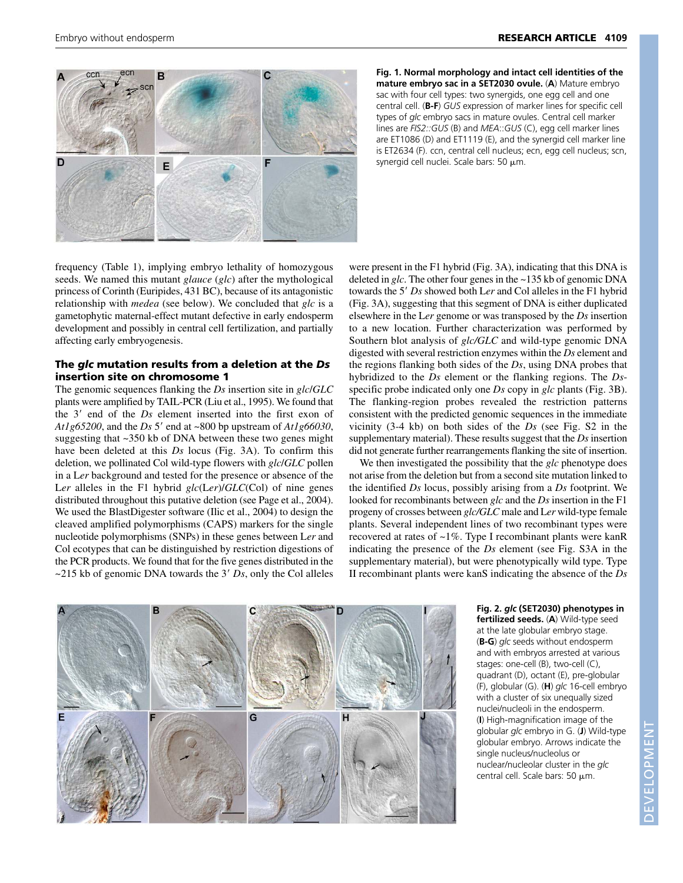**Fig. 1. Normal morphology and intact cell identities of the mature embryo sac in a SET2030 ovule.** (**A**) Mature embryo sac with four cell types: two synergids, one egg cell and one central cell. (**B-F**) *GUS* expression of marker lines for specific cell types of *glc* embryo sacs in mature ovules. Central cell marker lines are *FIS2::GUS* (B) and *MEA*::*GUS* (C), egg cell marker lines are ET1086 (D) and ET1119 (E), and the synergid cell marker line is ET2634 (F). ccn, central cell nucleus; ecn, egg cell nucleus; scn, synergid cell nuclei. Scale bars: 50 μm.

frequency (Table 1), implying embryo lethality of homozygous seeds. We named this mutant *glauce* (*glc*) after the mythological princess of Corinth (Euripides, 431 BC), because of its antagonistic relationship with *medea* (see below). We concluded that *glc* is a gametophytic maternal-effect mutant defective in early endosperm development and possibly in central cell fertilization, and partially affecting early embryogenesis.

## The *glc* mutation results from a deletion at the *Ds* insertion site on chromosome 1

The genomic sequences flanking the *Ds* insertion site in *glc*/*GLC* plants were amplified by TAIL-PCR (Liu et al., 1995). We found that the 3′ end of the *Ds* element inserted into the first exon of *At1g65200*, and the *Ds* 5′ end at ~800 bp upstream of *At1g66030*, suggesting that ~350 kb of DNA between these two genes might have been deleted at this *Ds* locus (Fig. 3A). To confirm this deletion, we pollinated Col wild-type flowers with *glc*/*GLC* pollen in a L*er* background and tested for the presence or absence of the L*er* alleles in the F1 hybrid *glc*(L*er*)/*GLC*(Col) of nine genes distributed throughout this putative deletion (see Page et al., 2004). We used the BlastDigester software (Ilic et al., 2004) to design the cleaved amplified polymorphisms (CAPS) markers for the single nucleotide polymorphisms (SNPs) in these genes between L*er* and Col ecotypes that can be distinguished by restriction digestions of the PCR products. We found that for the five genes distributed in the ~215 kb of genomic DNA towards the 3′ *Ds*, only the Col alleles were present in the F1 hybrid (Fig. 3A), indicating that this DNA is deleted in *glc*. The other four genes in the ~135 kb of genomic DNA towards the 5′ *Ds* showed both L*er* and Col alleles in the F1 hybrid (Fig. 3A), suggesting that this segment of DNA is either duplicated elsewhere in the L*er* genome or was transposed by the *Ds* insertion to a new location. Further characterization was performed by Southern blot analysis of *glc/GLC* and wild-type genomic DNA digested with several restriction enzymes within the *Ds* element and the regions flanking both sides of the *Ds*, using DNA probes that hybridized to the *Ds* element or the flanking regions. The *Ds*-specific probe indicated only one *Ds* copy in *glc* plants (Fig. 3B). The flanking-region probes revealed the restriction patterns consistent with the predicted genomic sequences in the immediate vicinity (3-4 kb) on both sides of the *Ds* (see Fig. S2 in the supplementary material). These results suggest that the *Ds* insertion did not generate further rearrangements flanking the site of insertion.

We then investigated the possibility that the *glc* phenotype does not arise from the deletion but from a second site mutation linked to the identified *Ds* locus, possibly arising from a *Ds* footprint. We looked for recombinants between *glc* and the *Ds* insertion in the F1 progeny of crosses between *glc/GLC* male and L*er* wild-type female plants. Several independent lines of two recombinant types were recovered at rates of ~1%. Type I recombinant plants were kanR indicating the presence of the *Ds* element (see Fig. S3A in the supplementary material), but were phenotypically wild type. Type II recombinant plants were kanS indicating the absence of the *Ds*

**Fig. 2. *glc* (SET2030) phenotypes in fertilized seeds.** (**A**) Wild-type seed at the late globular embryo stage. (**B-G**) *glc* seeds without endosperm and with embryos arrested at various stages: one-cell (B), two-cell (C), quadrant (D), octant (E), pre-globular (F), globular (G). (**H**) *glc* 16-cell embryo with a cluster of six unequally sized nuclei/nucleoli in the endosperm. (**I**) High-magnification image of the globular *glc* embryo in G. (**J**) Wild-type globular embryo. Arrows indicate the single nucleus/nucleolus or nuclear/nucleolar cluster in the *glc* central cell. Scale bars: 50 μm.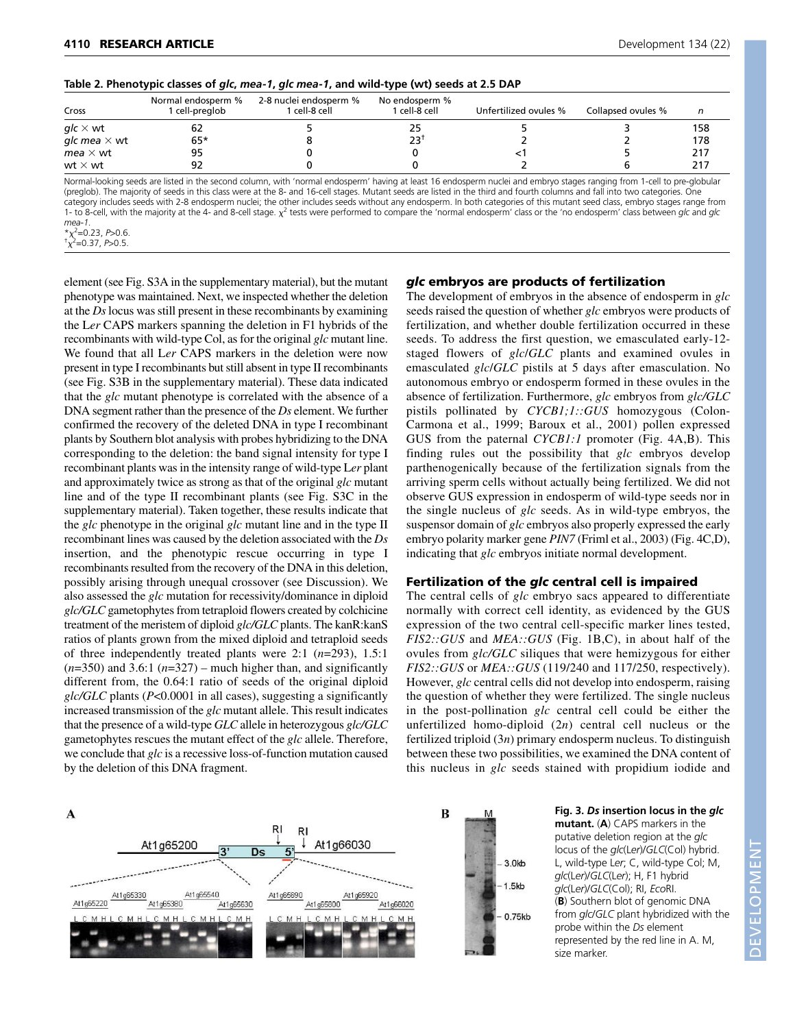**Table 2. Phenotypic classes of *glc*, *mea-1*, *glc mea-1*, and wild-type (wt) seeds at 2.5 DAP**

| Cross | Normal endosperm % 1 cell-preglob | 2-8 nuclei endosperm % 1 cell-8 cell | No endosperm % 1 cell-8 cell | Unfertilized ovules % | Collapsed ovules % | n |
|---|---|---|---|---|---|---|
| *glc* × wt | 62 | 5 | 25 | 5 | 3 | 158 |
| *glc mea* × wt | 65* | 8 | 23† | 2 | 2 | 178 |
| *mea* × wt | 95 | 0 | 0 | <1 | 5 | 217 |
| wt × wt | 92 | 0 | 0 | 2 | 6 | 217 |

Normal-looking seeds are listed in the second column, with 'normal endosperm' having at least 16 endosperm nuclei and embryo stages ranging from 1-cell to pre-globular (preglob). The majority of seeds in this class were at the 8- and 16-cell stages. Mutant seeds are listed in the third and fourth columns and fall into two categories. One category includes seeds with 2-8 endosperm nuclei; the other includes seeds without any endosperm. In both categories of this mutant seed class, embryo stages range from 1- to 8-cell, with the majority at the 4- and 8-cell stage. $\chi^2$ tests were performed to compare the 'normal endosperm' class or the 'no endosperm' class between *glc* and *glc mea-1*.

*$\chi^2$=0.23, $P$>0.6.

†$\chi^2$=0.37, $P$>0.5.

element (see Fig. S3A in the supplementary material), but the mutant phenotype was maintained. Next, we inspected whether the deletion at the *Ds* locus was still present in these recombinants by examining the L*er* CAPS markers spanning the deletion in F1 hybrids of the recombinants with wild-type Col, as for the original *glc* mutant line. We found that all L*er* CAPS markers in the deletion were now present in type I recombinants but still absent in type II recombinants (see Fig. S3B in the supplementary material). These data indicated that the *glc* mutant phenotype is correlated with the absence of a DNA segment rather than the presence of the *Ds* element. We further confirmed the recovery of the deleted DNA in type I recombinant plants by Southern blot analysis with probes hybridizing to the DNA corresponding to the deletion: the band signal intensity for type I recombinant plants was in the intensity range of wild-type L*er* plant and approximately twice as strong as that of the original *glc* mutant line and of the type II recombinant plants (see Fig. S3C in the supplementary material). Taken together, these results indicate that the *glc* phenotype in the original *glc* mutant line and in the type II recombinant lines was caused by the deletion associated with the *Ds* insertion, and the phenotypic rescue occurring in type I recombinants resulted from the recovery of the DNA in this deletion, possibly arising through unequal crossover (see Discussion). We also assessed the *glc* mutation for recessivity/dominance in diploid *glc/GLC* gametophytes from tetraploid flowers created by colchicine treatment of the meristem of diploid *glc/GLC* plants. The kanR:kanS ratios of plants grown from the mixed diploid and tetraploid seeds of three independently treated plants were 2:1 ($n$=293), 1.5:1 ($n$=350) and 3.6:1 ($n$=327) – much higher than, and significantly different from, the 0.64:1 ratio of seeds of the original diploid *glc/GLC* plants ($P$<0.0001 in all cases), suggesting a significantly increased transmission of the *glc* mutant allele. This result indicates that the presence of a wild-type *GLC* allele in heterozygous *glc/GLC* gametophytes rescues the mutant effect of the *glc* allele. Therefore, we conclude that *glc* is a recessive loss-of-function mutation caused by the deletion of this DNA fragment.

### *glc* embryos are products of fertilization

The development of embryos in the absence of endosperm in *glc* seeds raised the question of whether *glc* embryos were products of fertilization, and whether double fertilization occurred in these seeds. To address the first question, we emasculated early-12-staged flowers of *glc/GLC* plants and examined ovules in emasculated *glc/GLC* pistils at 5 days after emasculation. No autonomous embryo or endosperm formed in these ovules in the absence of fertilization. Furthermore, *glc* embryos from *glc/GLC* pistils pollinated by *CYCB1;1::GUS* homozygous (Colon-Carmona et al., 1999; Baroux et al., 2001) pollen expressed GUS from the paternal *CYCB1:1* promoter (Fig. 4A,B). This finding rules out the possibility that *glc* embryos develop parthenogenically because of the fertilization signals from the arriving sperm cells without actually being fertilized. We did not observe GUS expression in endosperm of wild-type seeds nor in the single nucleus of *glc* seeds. As in wild-type embryos, the suspensor domain of *glc* embryos also properly expressed the early embryo polarity marker gene *PIN7* (Friml et al., 2003) (Fig. 4C,D), indicating that *glc* embryos initiate normal development.

### Fertilization of the *glc* central cell is impaired

The central cells of *glc* embryo sacs appeared to differentiate normally with correct cell identity, as evidenced by the GUS expression of the two central cell-specific marker lines tested, *FIS2::GUS* and *MEA::GUS* (Fig. 1B,C), in about half of the ovules from *glc/GLC* siliques that were hemizygous for either *FIS2::GUS* or *MEA::GUS* (119/240 and 117/250, respectively). However, *glc* central cells did not develop into endosperm, raising the question of whether they were fertilized. The single nucleus in the post-pollination *glc* central cell could be either the unfertilized homo-diploid (2$n$) central cell nucleus or the fertilized triploid (3$n$) primary endosperm nucleus. To distinguish between these two possibilities, we examined the DNA content of this nucleus in *glc* seeds stained with propidium iodide and

**Fig. 3. *Ds* insertion locus in the *glc* mutant.** (**A**) CAPS markers in the putative deletion region at the *glc* locus of the *glc*(L*er*)/*GLC*(Col) hybrid. L, wild-type L*er*; C, wild-type Col; M, *glc*(L*er*)/*GLC*(L*er*); H, F1 hybrid *glc*(L*er*)/*GLC*(Col); RI, *Eco*RI. (**B**) Southern blot of genomic DNA from *glc/GLC* plant hybridized with the probe within the *Ds* element represented by the red line in A. M, size marker.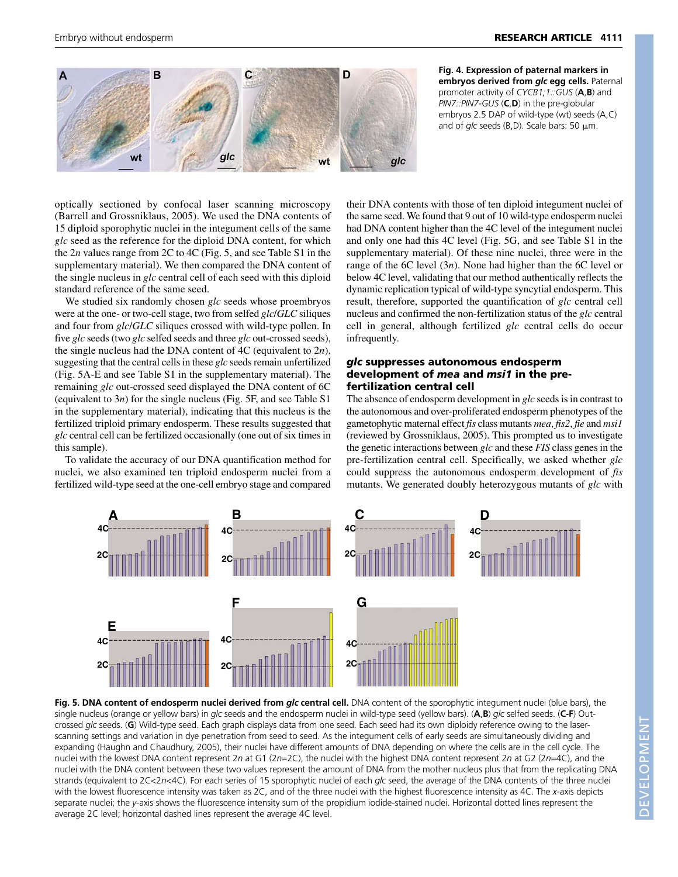**Fig. 4. Expression of paternal markers in embryos derived from *glc* egg cells.** Paternal promoter activity of *CYCB1;1::GUS* (**A**,**B**) and *PIN7::PIN7-GUS* (**C**,**D**) in the pre-globular embryos 2.5 DAP of wild-type (wt) seeds (A,C) and of *glc* seeds (B,D). Scale bars: 50 μm.

optically sectioned by confocal laser scanning microscopy (Barrell and Grossniklaus, 2005). We used the DNA contents of 15 diploid sporophytic nuclei in the integument cells of the same *glc* seed as the reference for the diploid DNA content, for which the $2n$ values range from 2C to 4C (Fig. 5, and see Table S1 in the supplementary material). We then compared the DNA content of the single nucleus in *glc* central cell of each seed with this diploid standard reference of the same seed.

We studied six randomly chosen *glc* seeds whose proembryos were at the one- or two-cell stage, two from selfed *glc*/*GLC* siliques and four from *glc*/*GLC* siliques crossed with wild-type pollen. In five *glc* seeds (two *glc* selfed seeds and three *glc* out-crossed seeds), the single nucleus had the DNA content of 4C (equivalent to $2n$), suggesting that the central cells in these *glc* seeds remain unfertilized (Fig. 5A-E and see Table S1 in the supplementary material). The remaining *glc* out-crossed seed displayed the DNA content of 6C (equivalent to $3n$) for the single nucleus (Fig. 5F, and see Table S1 in the supplementary material), indicating that this nucleus is the fertilized triploid primary endosperm. These results suggested that *glc* central cell can be fertilized occasionally (one out of six times in this sample).

To validate the accuracy of our DNA quantification method for nuclei, we also examined ten triploid endosperm nuclei from a fertilized wild-type seed at the one-cell embryo stage and compared their DNA contents with those of ten diploid integument nuclei of the same seed. We found that 9 out of 10 wild-type endosperm nuclei had DNA content higher than the 4C level of the integument nuclei and only one had this 4C level (Fig. 5G, and see Table S1 in the supplementary material). Of these nine nuclei, three were in the range of the 6C level ($3n$). None had higher than the 6C level or below 4C level, validating that our method authentically reflects the dynamic replication typical of wild-type syncytial endosperm. This result, therefore, supported the quantification of *glc* central cell nucleus and confirmed the non-fertilization status of the *glc* central cell in general, although fertilized *glc* central cells do occur infrequently.

### *glc* suppresses autonomous endosperm development of *mea* and *msi1* in the pre-fertilization central cell

The absence of endosperm development in *glc* seeds is in contrast to the autonomous and over-proliferated endosperm phenotypes of the gametophytic maternal effect *fis* class mutants *mea*, *fis2*, *fie* and *msi1* (reviewed by Grossniklaus, 2005). This prompted us to investigate the genetic interactions between *glc* and these *FIS* class genes in the pre-fertilization central cell. Specifically, we asked whether *glc* could suppress the autonomous endosperm development of *fis* mutants. We generated doubly heterozygous mutants of *glc* with

**Fig. 5. DNA content of endosperm nuclei derived from *glc* central cell.** DNA content of the sporophytic integument nuclei (blue bars), the single nucleus (orange or yellow bars) in *glc* seeds and the endosperm nuclei in wild-type seed (yellow bars). (**A**,**B**) *glc* selfed seeds. (**C-F**) Out-crossed *glc* seeds. (**G**) Wild-type seed. Each graph displays data from one seed. Each seed had its own diploidy reference owing to the laser-scanning settings and variation in dye penetration from seed to seed. As the integument cells of early seeds are simultaneously dividing and expanding (Haughn and Chaudhury, 2005), their nuclei have different amounts of DNA depending on where the cells are in the cell cycle. The nuclei with the lowest DNA content represent $2n$ at G1 ($2n$=2C), the nuclei with the highest DNA content represent $2n$ at G2 ($2n$=4C), and the nuclei with the DNA content between these two values represent the amount of DNA from the mother nucleus plus that from the replicating DNA strands (equivalent to 2C<$2n$<4C). For each series of 15 sporophytic nuclei of each *glc* seed, the average of the DNA contents of the three nuclei with the lowest fluorescence intensity was taken as 2C, and of the three nuclei with the highest fluorescence intensity as 4C. The *x*-axis depicts separate nuclei; the *y*-axis shows the fluorescence intensity sum of the propidium iodide-stained nuclei. Horizontal dotted lines represent the average 2C level; horizontal dashed lines represent the average 4C level.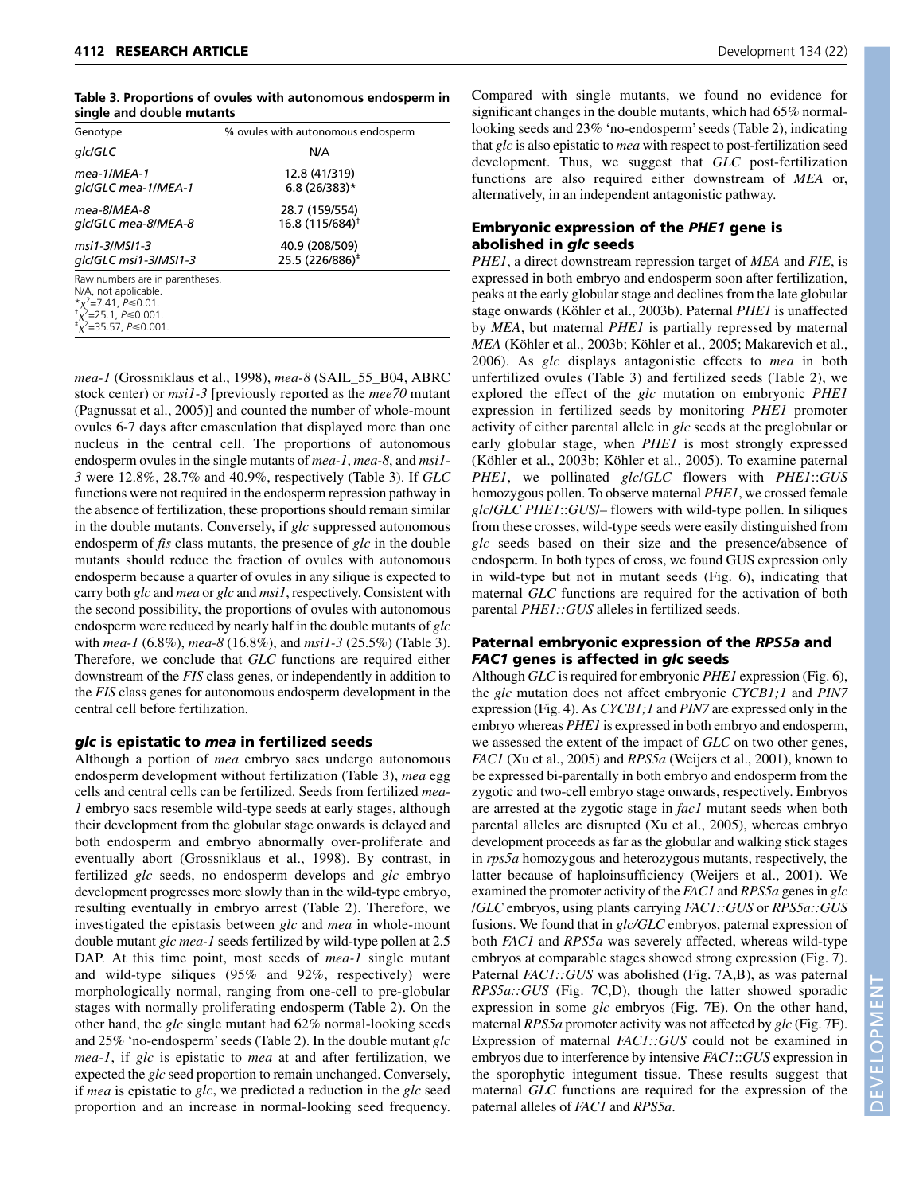**Table 3. Proportions of ovules with autonomous endosperm in single and double mutants**

| Genotype | % ovules with autonomous endosperm |
|---|---|
| *glc/GLC* | N/A |
| *mea-1/MEA-1* | 12.8 (41/319) |
| *glc/GLC mea-1/MEA-1* | 6.8 (26/383)* |
| *mea-8/MEA-8* | 28.7 (159/554) |
| *glc/GLC mea-8/MEA-8* | 16.8 (115/684)† |
| *msi1-3/MSI1-3* | 40.9 (208/509) |
| *glc/GLC msi1-3/MSI1-3* | 25.5 (226/886)‡ |

Raw numbers are in parentheses.
N/A, not applicable.
*$\chi^2$=7.41, $P\leq0.01$.
†$\chi^2$=25.1, $P\leq0.001$.
‡$\chi^2$=35.57, $P\leq0.001$.

*mea-1* (Grossniklaus et al., 1998), *mea-8* (SAIL_55_B04, ABRC stock center) or *msi1-3* [previously reported as the *mee70* mutant (Pagnussat et al., 2005)] and counted the number of whole-mount ovules 6-7 days after emasculation that displayed more than one nucleus in the central cell. The proportions of autonomous endosperm ovules in the single mutants of *mea-1*, *mea-8*, and *msi1-3* were 12.8%, 28.7% and 40.9%, respectively (Table 3). If *GLC* functions were not required in the endosperm repression pathway in the absence of fertilization, these proportions should remain similar in the double mutants. Conversely, if *glc* suppressed autonomous endosperm of *fis* class mutants, the presence of *glc* in the double mutants should reduce the fraction of ovules with autonomous endosperm because a quarter of ovules in any silique is expected to carry both *glc* and *mea* or *glc* and *msi1*, respectively. Consistent with the second possibility, the proportions of ovules with autonomous endosperm were reduced by nearly half in the double mutants of *glc* with *mea-1* (6.8%), *mea-8* (16.8%), and *msi1-3* (25.5%) (Table 3). Therefore, we conclude that *GLC* functions are required either downstream of the *FIS* class genes, or independently in addition to the *FIS* class genes for autonomous endosperm development in the central cell before fertilization.

### *glc* is epistatic to *mea* in fertilized seeds

Although a portion of *mea* embryo sacs undergo autonomous endosperm development without fertilization (Table 3), *mea* egg cells and central cells can be fertilized. Seeds from fertilized *mea-1* embryo sacs resemble wild-type seeds at early stages, although their development from the globular stage onwards is delayed and both endosperm and embryo abnormally over-proliferate and eventually abort (Grossniklaus et al., 1998). By contrast, in fertilized *glc* seeds, no endosperm develops and *glc* embryo development progresses more slowly than in the wild-type embryo, resulting eventually in embryo arrest (Table 2). Therefore, we investigated the epistasis between *glc* and *mea* in whole-mount double mutant *glc mea-1* seeds fertilized by wild-type pollen at 2.5 DAP. At this time point, most seeds of *mea-1* single mutant and wild-type siliques (95% and 92%, respectively) were morphologically normal, ranging from one-cell to pre-globular stages with normally proliferating endosperm (Table 2). On the other hand, the *glc* single mutant had 62% normal-looking seeds and 25% 'no-endosperm' seeds (Table 2). In the double mutant *glc mea-1*, if *glc* is epistatic to *mea* at and after fertilization, we expected the *glc* seed proportion to remain unchanged. Conversely, if *mea* is epistatic to *glc*, we predicted a reduction in the *glc* seed proportion and an increase in normal-looking seed frequency. Compared with single mutants, we found no evidence for significant changes in the double mutants, which had 65% normal-looking seeds and 23% 'no-endosperm' seeds (Table 2), indicating that *glc* is also epistatic to *mea* with respect to post-fertilization seed development. Thus, we suggest that *GLC* post-fertilization functions are also required either downstream of *MEA* or, alternatively, in an independent antagonistic pathway.

### Embryonic expression of the *PHE1* gene is abolished in *glc* seeds

*PHE1*, a direct downstream repression target of *MEA* and *FIE*, is expressed in both embryo and endosperm soon after fertilization, peaks at the early globular stage and declines from the late globular stage onwards (Köhler et al., 2003b). Paternal *PHE1* is unaffected by *MEA*, but maternal *PHE1* is partially repressed by maternal *MEA* (Köhler et al., 2003b; Köhler et al., 2005; Makarevich et al., 2006). As *glc* displays antagonistic effects to *mea* in both unfertilized ovules (Table 3) and fertilized seeds (Table 2), we explored the effect of the *glc* mutation on embryonic *PHE1* expression in fertilized seeds by monitoring *PHE1* promoter activity of either parental allele in *glc* seeds at the preglobular or early globular stage, when *PHE1* is most strongly expressed (Köhler et al., 2003b; Köhler et al., 2005). To examine paternal *PHE1*, we pollinated *glc/GLC* flowers with *PHE1*::*GUS* homozygous pollen. To observe maternal *PHE1*, we crossed female *glc/GLC PHE1*::*GUS*/– flowers with wild-type pollen. In siliques from these crosses, wild-type seeds were easily distinguished from *glc* seeds based on their size and the presence/absence of endosperm. In both types of cross, we found GUS expression only in wild-type but not in mutant seeds (Fig. 6), indicating that maternal *GLC* functions are required for the activation of both parental *PHE1::GUS* alleles in fertilized seeds.

### Paternal embryonic expression of the *RPS5a* and *FAC1* genes is affected in *glc* seeds

Although *GLC* is required for embryonic *PHE1* expression (Fig. 6), the *glc* mutation does not affect embryonic *CYCB1;1* and *PIN7* expression (Fig. 4). As *CYCB1;1* and *PIN7* are expressed only in the embryo whereas *PHE1* is expressed in both embryo and endosperm, we assessed the extent of the impact of *GLC* on two other genes, *FAC1* (Xu et al., 2005) and *RPS5a* (Weijers et al., 2001), known to be expressed bi-parentally in both embryo and endosperm from the zygotic and two-cell embryo stage onwards, respectively. Embryos are arrested at the zygotic stage in *fac1* mutant seeds when both parental alleles are disrupted (Xu et al., 2005), whereas embryo development proceeds as far as the globular and walking stick stages in *rps5a* homozygous and heterozygous mutants, respectively, the latter because of haploinsufficiency (Weijers et al., 2001). We examined the promoter activity of the *FAC1* and *RPS5a* genes in *glc/GLC* embryos, using plants carrying *FAC1::GUS* or *RPS5a::GUS* fusions. We found that in *glc/GLC* embryos, paternal expression of both *FAC1* and *RPS5a* was severely affected, whereas wild-type embryos at comparable stages showed strong expression (Fig. 7). Paternal *FAC1::GUS* was abolished (Fig. 7A,B), as was paternal *RPS5a::GUS* (Fig. 7C,D), though the latter showed sporadic expression in some *glc* embryos (Fig. 7E). On the other hand, maternal *RPS5a* promoter activity was not affected by *glc* (Fig. 7F). Expression of maternal *FAC1::GUS* could not be examined in embryos due to interference by intensive *FAC1*::*GUS* expression in the sporophytic integument tissue. These results suggest that maternal *GLC* functions are required for the expression of the paternal alleles of *FAC1* and *RPS5a*.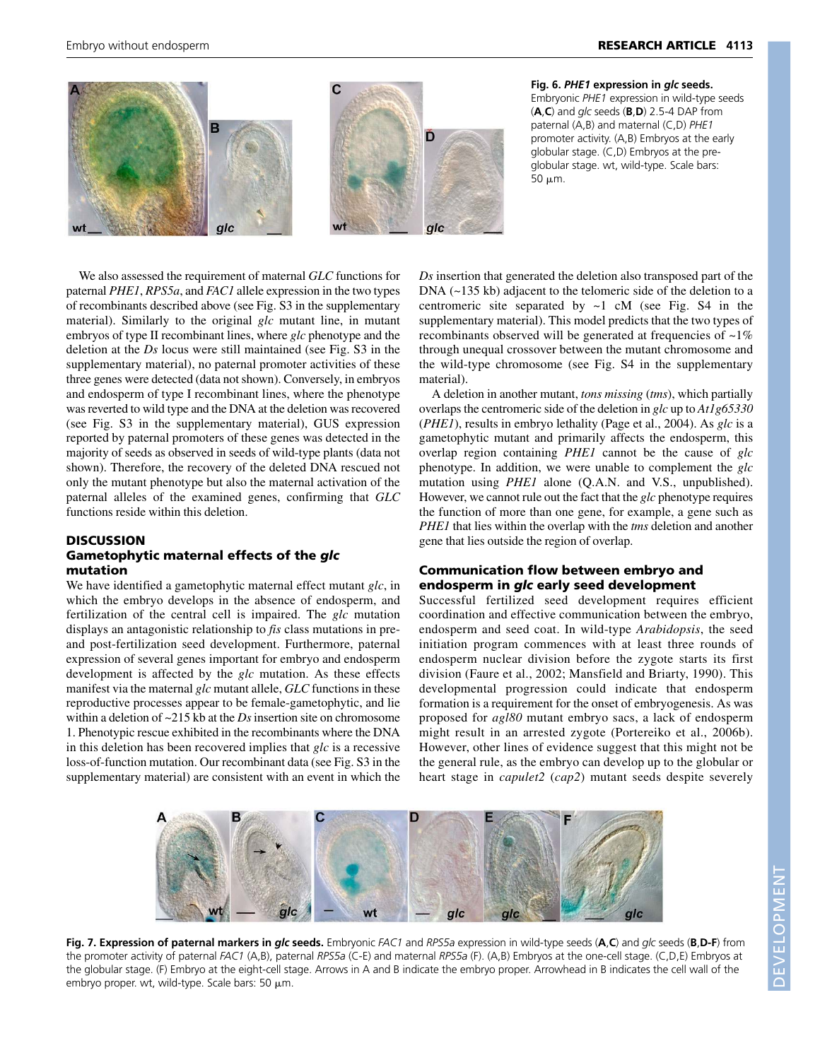**Fig. 6. *PHE1* expression in *glc* seeds.** Embryonic *PHE1* expression in wild-type seeds (**A**,**C**) and *glc* seeds (**B**,**D**) 2.5-4 DAP from paternal (A,B) and maternal (C,D) *PHE1* promoter activity. (A,B) Embryos at the early globular stage. (C,D) Embryos at the pre-globular stage. wt, wild-type. Scale bars: 50 μm.

We also assessed the requirement of maternal *GLC* functions for paternal *PHE1*, *RPS5a*, and *FAC1* allele expression in the two types of recombinants described above (see Fig. S3 in the supplementary material). Similarly to the original *glc* mutant line, in mutant embryos of type II recombinant lines, where *glc* phenotype and the deletion at the *Ds* locus were still maintained (see Fig. S3 in the supplementary material), no paternal promoter activities of these three genes were detected (data not shown). Conversely, in embryos and endosperm of type I recombinant lines, where the phenotype was reverted to wild type and the DNA at the deletion was recovered (see Fig. S3 in the supplementary material), GUS expression reported by paternal promoters of these genes was detected in the majority of seeds as observed in seeds of wild-type plants (data not shown). Therefore, the recovery of the deleted DNA rescued not only the mutant phenotype but also the maternal activation of the paternal alleles of the examined genes, confirming that *GLC* functions reside within this deletion.

## DISCUSSION

### Gametophytic maternal effects of the *glc* mutation

We have identified a gametophytic maternal effect mutant *glc*, in which the embryo develops in the absence of endosperm, and fertilization of the central cell is impaired. The *glc* mutation displays an antagonistic relationship to *fis* class mutations in pre- and post-fertilization seed development. Furthermore, paternal expression of several genes important for embryo and endosperm development is affected by the *glc* mutation. As these effects manifest via the maternal *glc* mutant allele, *GLC* functions in these reproductive processes appear to be female-gametophytic, and lie within a deletion of ~215 kb at the *Ds* insertion site on chromosome 1. Phenotypic rescue exhibited in the recombinants where the DNA in this deletion has been recovered implies that *glc* is a recessive loss-of-function mutation. Our recombinant data (see Fig. S3 in the supplementary material) are consistent with an event in which the *Ds* insertion that generated the deletion also transposed part of the DNA (~135 kb) adjacent to the telomeric side of the deletion to a centromeric site separated by ~1 cM (see Fig. S4 in the supplementary material). This model predicts that the two types of recombinants observed will be generated at frequencies of ~1% through unequal crossover between the mutant chromosome and the wild-type chromosome (see Fig. S4 in the supplementary material).

A deletion in another mutant, *tons missing* (*tms*), which partially overlaps the centromeric side of the deletion in *glc* up to *At1g65330* (*PHE1*), results in embryo lethality (Page et al., 2004). As *glc* is a gametophytic mutant and primarily affects the endosperm, this overlap region containing *PHE1* cannot be the cause of *glc* phenotype. In addition, we were unable to complement the *glc* mutation using *PHE1* alone (Q.A.N. and V.S., unpublished). However, we cannot rule out the fact that the *glc* phenotype requires the function of more than one gene, for example, a gene such as *PHE1* that lies within the overlap with the *tms* deletion and another gene that lies outside the region of overlap.

### Communication flow between embryo and endosperm in *glc* early seed development

Successful fertilized seed development requires efficient coordination and effective communication between the embryo, endosperm and seed coat. In wild-type *Arabidopsis*, the seed initiation program commences with at least three rounds of endosperm nuclear division before the zygote starts its first division (Faure et al., 2002; Mansfield and Briarty, 1990). This developmental progression could indicate that endosperm formation is a requirement for the onset of embryogenesis. As was proposed for *agl80* mutant embryo sacs, a lack of endosperm might result in an arrested zygote (Portereiko et al., 2006b). However, other lines of evidence suggest that this might not be the general rule, as the embryo can develop up to the globular or heart stage in *capulet2* (*cap2*) mutant seeds despite severely

**Fig. 7. Expression of paternal markers in *glc* seeds.** Embryonic *FAC1* and *RPS5a* expression in wild-type seeds (**A**,**C**) and *glc* seeds (**B**,**D-F**) from the promoter activity of paternal *FAC1* (A,B), paternal *RPS5a* (C-E) and maternal *RPS5a* (F). (A,B) Embryos at the one-cell stage. (C,D,E) Embryos at the globular stage. (F) Embryo at the eight-cell stage. Arrows in A and B indicate the embryo proper. Arrowhead in B indicates the cell wall of the embryo proper. wt, wild-type. Scale bars: 50 μm.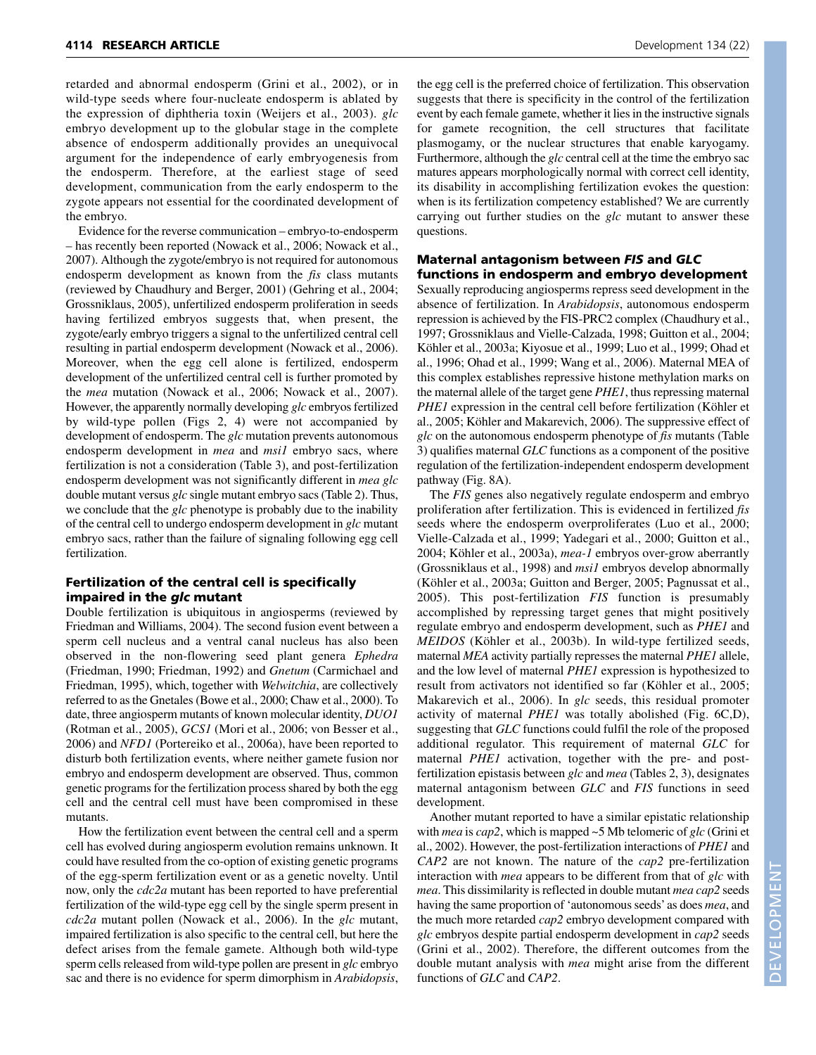retarded and abnormal endosperm (Grini et al., 2002), or in wild-type seeds where four-nucleate endosperm is ablated by the expression of diphtheria toxin (Weijers et al., 2003). *glc* embryo development up to the globular stage in the complete absence of endosperm additionally provides an unequivocal argument for the independence of early embryogenesis from the endosperm. Therefore, at the earliest stage of seed development, communication from the early endosperm to the zygote appears not essential for the coordinated development of the embryo.

Evidence for the reverse communication – embryo-to-endosperm – has recently been reported (Nowack et al., 2006; Nowack et al., 2007). Although the zygote/embryo is not required for autonomous endosperm development as known from the *fis* class mutants (reviewed by Chaudhury and Berger, 2001) (Gehring et al., 2004; Grossniklaus, 2005), unfertilized endosperm proliferation in seeds having fertilized embryos suggests that, when present, the zygote/early embryo triggers a signal to the unfertilized central cell resulting in partial endosperm development (Nowack et al., 2006). Moreover, when the egg cell alone is fertilized, endosperm development of the unfertilized central cell is further promoted by the *mea* mutation (Nowack et al., 2006; Nowack et al., 2007). However, the apparently normally developing *glc* embryos fertilized by wild-type pollen (Figs 2, 4) were not accompanied by development of endosperm. The *glc* mutation prevents autonomous endosperm development in *mea* and *msi1* embryo sacs, where fertilization is not a consideration (Table 3), and post-fertilization endosperm development was not significantly different in *mea glc* double mutant versus *glc* single mutant embryo sacs (Table 2). Thus, we conclude that the *glc* phenotype is probably due to the inability of the central cell to undergo endosperm development in *glc* mutant embryo sacs, rather than the failure of signaling following egg cell fertilization.

## Fertilization of the central cell is specifically impaired in the *glc* mutant

Double fertilization is ubiquitous in angiosperms (reviewed by Friedman and Williams, 2004). The second fusion event between a sperm cell nucleus and a ventral canal nucleus has also been observed in the non-flowering seed plant genera *Ephedra* (Friedman, 1990; Friedman, 1992) and *Gnetum* (Carmichael and Friedman, 1995), which, together with *Welwitchia*, are collectively referred to as the Gnetales (Bowe et al., 2000; Chaw et al., 2000). To date, three angiosperm mutants of known molecular identity, *DUO1* (Rotman et al., 2005), *GCS1* (Mori et al., 2006; von Besser et al., 2006) and *NFD1* (Portereiko et al., 2006a), have been reported to disturb both fertilization events, where neither gamete fusion nor embryo and endosperm development are observed. Thus, common genetic programs for the fertilization process shared by both the egg cell and the central cell must have been compromised in these mutants.

How the fertilization event between the central cell and a sperm cell has evolved during angiosperm evolution remains unknown. It could have resulted from the co-option of existing genetic programs of the egg-sperm fertilization event or as a genetic novelty. Until now, only the *cdc2a* mutant has been reported to have preferential fertilization of the wild-type egg cell by the single sperm present in *cdc2a* mutant pollen (Nowack et al., 2006). In the *glc* mutant, impaired fertilization is also specific to the central cell, but here the defect arises from the female gamete. Although both wild-type sperm cells released from wild-type pollen are present in *glc* embryo sac and there is no evidence for sperm dimorphism in *Arabidopsis*, the egg cell is the preferred choice of fertilization. This observation suggests that there is specificity in the control of the fertilization event by each female gamete, whether it lies in the instructive signals for gamete recognition, the cell structures that facilitate plasmogamy, or the nuclear structures that enable karyogamy. Furthermore, although the *glc* central cell at the time the embryo sac matures appears morphologically normal with correct cell identity, its disability in accomplishing fertilization evokes the question: when is its fertilization competency established? We are currently carrying out further studies on the *glc* mutant to answer these questions.

## Maternal antagonism between *FIS* and *GLC* functions in endosperm and embryo development

Sexually reproducing angiosperms repress seed development in the absence of fertilization. In *Arabidopsis*, autonomous endosperm repression is achieved by the FIS-PRC2 complex (Chaudhury et al., 1997; Grossniklaus and Vielle-Calzada, 1998; Guitton et al., 2004; Köhler et al., 2003a; Kiyosue et al., 1999; Luo et al., 1999; Ohad et al., 1996; Ohad et al., 1999; Wang et al., 2006). Maternal MEA of this complex establishes repressive histone methylation marks on the maternal allele of the target gene *PHE1*, thus repressing maternal *PHE1* expression in the central cell before fertilization (Köhler et al., 2005; Köhler and Makarevich, 2006). The suppressive effect of *glc* on the autonomous endosperm phenotype of *fis* mutants (Table 3) qualifies maternal *GLC* functions as a component of the positive regulation of the fertilization-independent endosperm development pathway (Fig. 8A).

The *FIS* genes also negatively regulate endosperm and embryo proliferation after fertilization. This is evidenced in fertilized *fis* seeds where the endosperm overproliferates (Luo et al., 2000; Vielle-Calzada et al., 1999; Yadegari et al., 2000; Guitton et al., 2004; Köhler et al., 2003a), *mea-1* embryos over-grow aberrantly (Grossniklaus et al., 1998) and *msi1* embryos develop abnormally (Köhler et al., 2003a; Guitton and Berger, 2005; Pagnussat et al., 2005). This post-fertilization *FIS* function is presumably accomplished by repressing target genes that might positively regulate embryo and endosperm development, such as *PHE1* and *MEIDOS* (Köhler et al., 2003b). In wild-type fertilized seeds, maternal *MEA* activity partially represses the maternal *PHE1* allele, and the low level of maternal *PHE1* expression is hypothesized to result from activators not identified so far (Köhler et al., 2005; Makarevich et al., 2006). In *glc* seeds, this residual promoter activity of maternal *PHE1* was totally abolished (Fig. 6C,D), suggesting that *GLC* functions could fulfil the role of the proposed additional regulator. This requirement of maternal *GLC* for maternal *PHE1* activation, together with the pre- and post-fertilization epistasis between *glc* and *mea* (Tables 2, 3), designates maternal antagonism between *GLC* and *FIS* functions in seed development.

Another mutant reported to have a similar epistatic relationship with *mea* is *cap2*, which is mapped ~5 Mb telomeric of *glc* (Grini et al., 2002). However, the post-fertilization interactions of *PHE1* and *CAP2* are not known. The nature of the *cap2* pre-fertilization interaction with *mea* appears to be different from that of *glc* with *mea*. This dissimilarity is reflected in double mutant *mea cap2* seeds having the same proportion of 'autonomous seeds' as does *mea*, and the much more retarded *cap2* embryo development compared with *glc* embryos despite partial endosperm development in *cap2* seeds (Grini et al., 2002). Therefore, the different outcomes from the double mutant analysis with *mea* might arise from the different functions of *GLC* and *CAP2*.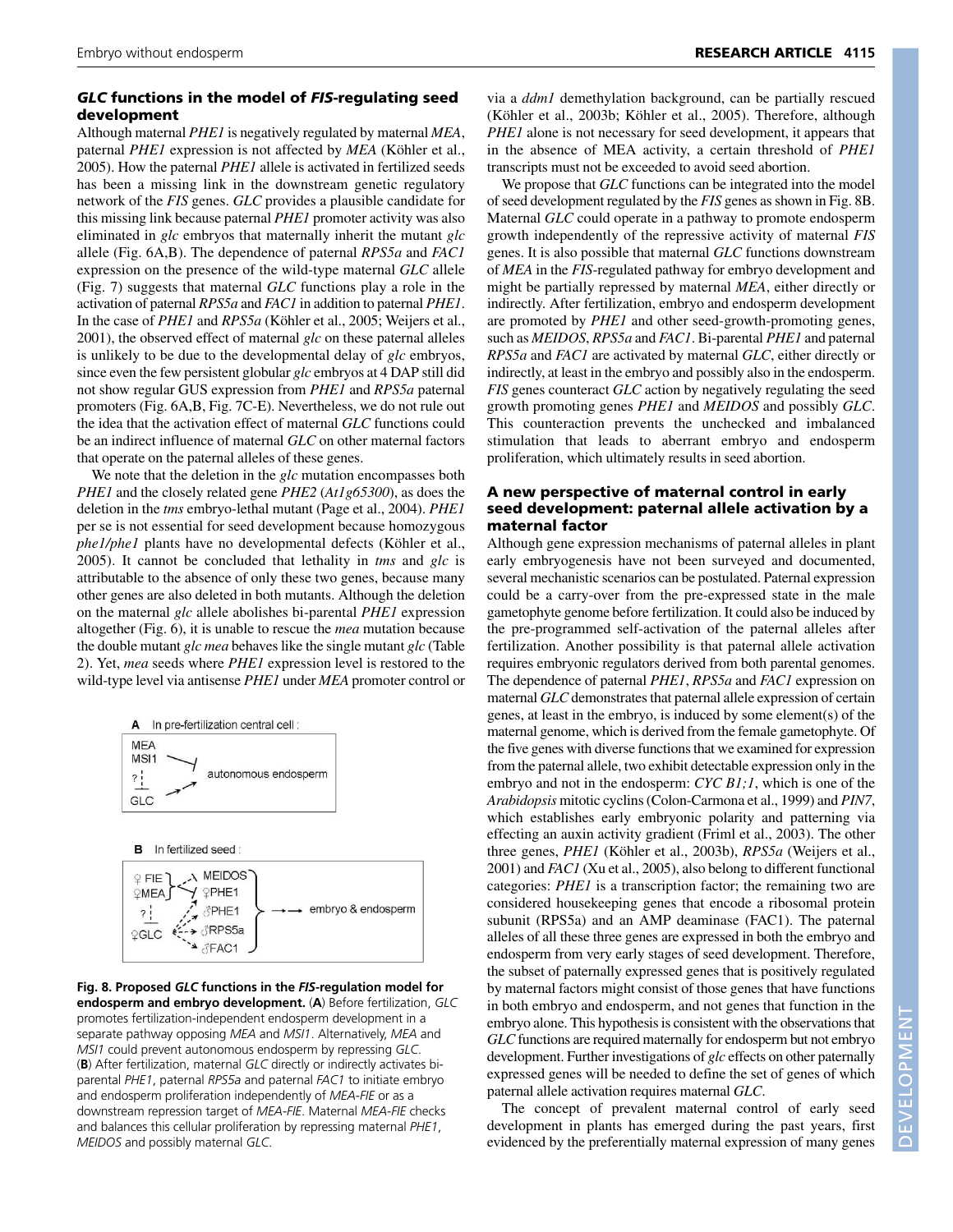### *GLC* functions in the model of *FIS*-regulating seed development

Although maternal *PHE1* is negatively regulated by maternal *MEA*, paternal *PHE1* expression is not affected by *MEA* (Köhler et al., 2005). How the paternal *PHE1* allele is activated in fertilized seeds has been a missing link in the downstream genetic regulatory network of the *FIS* genes. *GLC* provides a plausible candidate for this missing link because paternal *PHE1* promoter activity was also eliminated in *glc* embryos that maternally inherit the mutant *glc* allele (Fig. 6A,B). The dependence of paternal *RPS5a* and *FAC1* expression on the presence of the wild-type maternal *GLC* allele (Fig. 7) suggests that maternal *GLC* functions play a role in the activation of paternal *RPS5a* and *FAC1* in addition to paternal *PHE1*. In the case of *PHE1* and *RPS5a* (Köhler et al., 2005; Weijers et al., 2001), the observed effect of maternal *glc* on these paternal alleles is unlikely to be due to the developmental delay of *glc* embryos, since even the few persistent globular *glc* embryos at 4 DAP still did not show regular GUS expression from *PHE1* and *RPS5a* paternal promoters (Fig. 6A,B, Fig. 7C-E). Nevertheless, we do not rule out the idea that the activation effect of maternal *GLC* functions could be an indirect influence of maternal *GLC* on other maternal factors that operate on the paternal alleles of these genes.

We note that the deletion in the *glc* mutation encompasses both *PHE1* and the closely related gene *PHE2* (*At1g65300*), as does the deletion in the *tms* embryo-lethal mutant (Page et al., 2004). *PHE1* per se is not essential for seed development because homozygous *phe1/phe1* plants have no developmental defects (Köhler et al., 2005). It cannot be concluded that lethality in *tms* and *glc* is attributable to the absence of only these two genes, because many other genes are also deleted in both mutants. Although the deletion on the maternal *glc* allele abolishes bi-parental *PHE1* expression altogether (Fig. 6), it is unable to rescue the *mea* mutation because the double mutant *glc mea* behaves like the single mutant *glc* (Table 2). Yet, *mea* seeds where *PHE1* expression level is restored to the wild-type level via antisense *PHE1* under *MEA* promoter control or via a *ddm1* demethylation background, can be partially rescued (Köhler et al., 2003b; Köhler et al., 2005). Therefore, although *PHE1* alone is not necessary for seed development, it appears that in the absence of MEA activity, a certain threshold of *PHE1* transcripts must not be exceeded to avoid seed abortion.

We propose that *GLC* functions can be integrated into the model of seed development regulated by the *FIS* genes as shown in Fig. 8B. Maternal *GLC* could operate in a pathway to promote endosperm growth independently of the repressive activity of maternal *FIS* genes. It is also possible that maternal *GLC* functions downstream of *MEA* in the *FIS*-regulated pathway for embryo development and might be partially repressed by maternal *MEA*, either directly or indirectly. After fertilization, embryo and endosperm development are promoted by *PHE1* and other seed-growth-promoting genes, such as *MEIDOS*, *RPS5a* and *FAC1*. Bi-parental *PHE1* and paternal *RPS5a* and *FAC1* are activated by maternal *GLC*, either directly or indirectly, at least in the embryo and possibly also in the endosperm. *FIS* genes counteract *GLC* action by negatively regulating the seed growth promoting genes *PHE1* and *MEIDOS* and possibly *GLC*. This counteraction prevents the unchecked and imbalanced stimulation that leads to aberrant embryo and endosperm proliferation, which ultimately results in seed abortion.

**Fig. 8. Proposed *GLC* functions in the *FIS*-regulation model for endosperm and embryo development.** (**A**) Before fertilization, *GLC* promotes fertilization-independent endosperm development in a separate pathway opposing *MEA* and *MSI1*. Alternatively, *MEA* and *MSI1* could prevent autonomous endosperm by repressing *GLC*. (**B**) After fertilization, maternal *GLC* directly or indirectly activates bi-parental *PHE1*, paternal *RPS5a* and paternal *FAC1* to initiate embryo and endosperm proliferation independently of *MEA-FIE* or as a downstream repression target of *MEA-FIE*. Maternal *MEA-FIE* checks and balances this cellular proliferation by repressing maternal *PHE1*, *MEIDOS* and possibly maternal *GLC*.

### A new perspective of maternal control in early seed development: paternal allele activation by a maternal factor

Although gene expression mechanisms of paternal alleles in plant early embryogenesis have not been surveyed and documented, several mechanistic scenarios can be postulated. Paternal expression could be a carry-over from the pre-expressed state in the male gametophyte genome before fertilization. It could also be induced by the pre-programmed self-activation of the paternal alleles after fertilization. Another possibility is that paternal allele activation requires embryonic regulators derived from both parental genomes. The dependence of paternal *PHE1*, *RPS5a* and *FAC1* expression on maternal *GLC* demonstrates that paternal allele expression of certain genes, at least in the embryo, is induced by some element(s) of the maternal genome, which is derived from the female gametophyte. Of the five genes with diverse functions that we examined for expression from the paternal allele, two exhibit detectable expression only in the embryo and not in the endosperm: *CYC B1;1*, which is one of the *Arabidopsis* mitotic cyclins (Colon-Carmona et al., 1999) and *PIN7*, which establishes early embryonic polarity and patterning via effecting an auxin activity gradient (Friml et al., 2003). The other three genes, *PHE1* (Köhler et al., 2003b), *RPS5a* (Weijers et al., 2001) and *FAC1* (Xu et al., 2005), also belong to different functional categories: *PHE1* is a transcription factor; the remaining two are considered housekeeping genes that encode a ribosomal protein subunit (RPS5a) and an AMP deaminase (FAC1). The paternal alleles of all these three genes are expressed in both the embryo and endosperm from very early stages of seed development. Therefore, the subset of paternally expressed genes that is positively regulated by maternal factors might consist of those genes that have functions in both embryo and endosperm, and not genes that function in the embryo alone. This hypothesis is consistent with the observations that *GLC* functions are required maternally for endosperm but not embryo development. Further investigations of *glc* effects on other paternally expressed genes will be needed to define the set of genes of which paternal allele activation requires maternal *GLC*.

The concept of prevalent maternal control of early seed development in plants has emerged during the past years, first evidenced by the preferentially maternal expression of many genes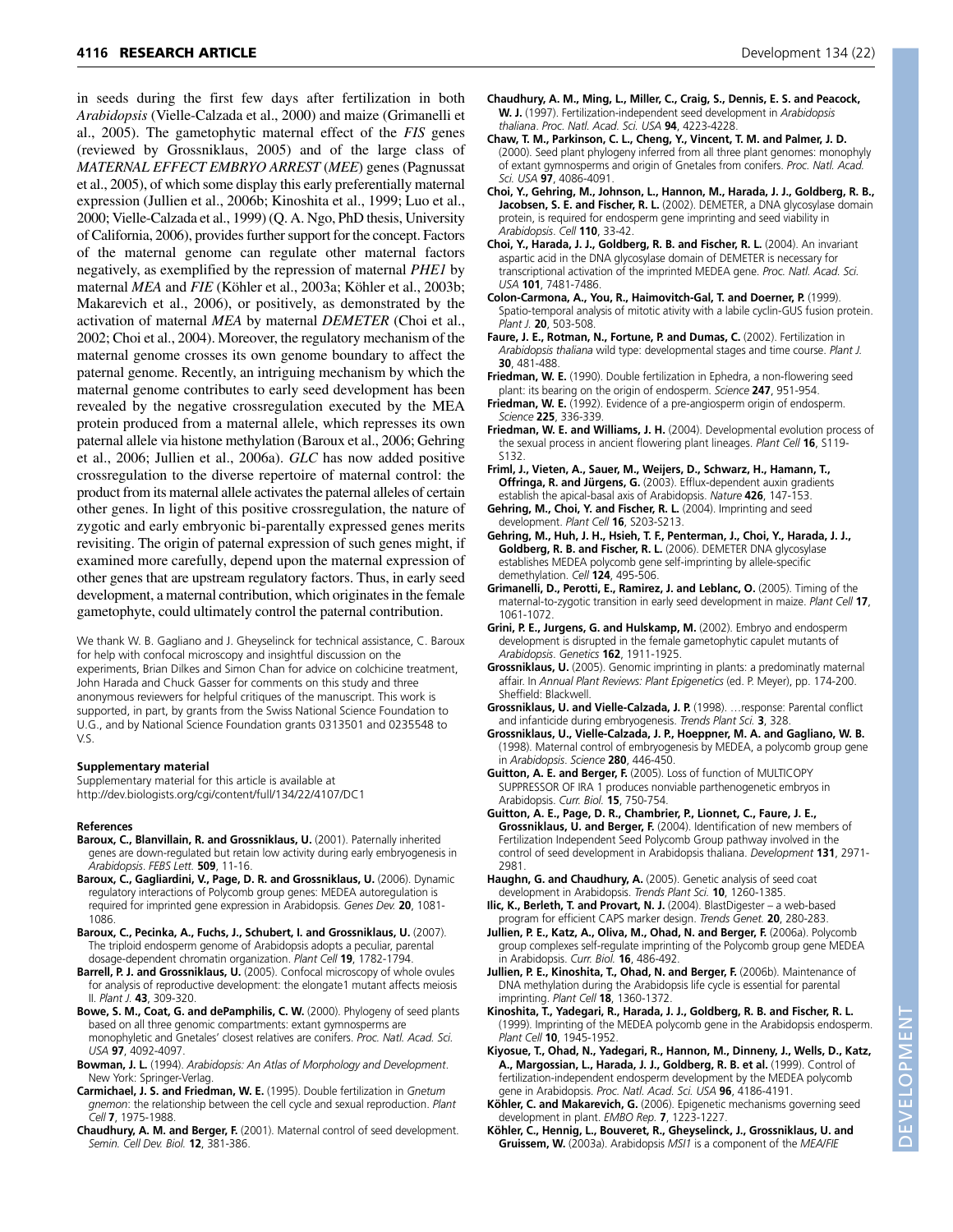in seeds during the first few days after fertilization in both *Arabidopsis* (Vielle-Calzada et al., 2000) and maize (Grimanelli et al., 2005). The gametophytic maternal effect of the *FIS* genes (reviewed by Grossniklaus, 2005) and of the large class of *MATERNAL EFFECT EMBRYO ARREST* (*MEE*) genes (Pagnussat et al., 2005), of which some display this early preferentially maternal expression (Jullien et al., 2006b; Kinoshita et al., 1999; Luo et al., 2000; Vielle-Calzada et al., 1999) (Q. A. Ngo, PhD thesis, University of California, 2006), provides further support for the concept. Factors of the maternal genome can regulate other maternal factors negatively, as exemplified by the repression of maternal *PHE1* by maternal *MEA* and *FIE* (Köhler et al., 2003a; Köhler et al., 2003b; Makarevich et al., 2006), or positively, as demonstrated by the activation of maternal *MEA* by maternal *DEMETER* (Choi et al., 2002; Choi et al., 2004). Moreover, the regulatory mechanism of the maternal genome crosses its own genome boundary to affect the paternal genome. Recently, an intriguing mechanism by which the maternal genome contributes to early seed development has been revealed by the negative crossregulation executed by the MEA protein produced from a maternal allele, which represses its own paternal allele via histone methylation (Baroux et al., 2006; Gehring et al., 2006; Jullien et al., 2006a). *GLC* has now added positive crossregulation to the diverse repertoire of maternal control: the product from its maternal allele activates the paternal alleles of certain other genes. In light of this positive crossregulation, the nature of zygotic and early embryonic bi-parentally expressed genes merits revisiting. The origin of paternal expression of such genes might, if examined more carefully, depend upon the maternal expression of other genes that are upstream regulatory factors. Thus, in early seed development, a maternal contribution, which originates in the female gametophyte, could ultimately control the paternal contribution.

We thank W. B. Gagliano and J. Gheyselinck for technical assistance, C. Baroux for help with confocal microscopy and insightful discussion on the experiments, Brian Dilkes and Simon Chan for advice on colchicine treatment, John Harada and Chuck Gasser for comments on this study and three anonymous reviewers for helpful critiques of the manuscript. This work is supported, in part, by grants from the Swiss National Science Foundation to U.G., and by National Science Foundation grants 0313501 and 0235548 to V.S.

#### Supplementary material

Supplementary material for this article is available at http://dev.biologists.org/cgi/content/full/134/22/4107/DC1

#### References

**Baroux, C., Blanvillain, R. and Grossniklaus, U.** (2001). Paternally inherited genes are down-regulated but retain low activity during early embryogenesis in *Arabidopsis*. *FEBS Lett.* **509**, 11-16.

**Baroux, C., Gagliardini, V., Page, D. R. and Grossniklaus, U.** (2006). Dynamic regulatory interactions of Polycomb group genes: MEDEA autoregulation is required for imprinted gene expression in Arabidopsis. *Genes Dev.* **20**, 1081-1086.

**Baroux, C., Pecinka, A., Fuchs, J., Schubert, I. and Grossniklaus, U.** (2007). The triploid endosperm genome of Arabidopsis adopts a peculiar, parental dosage-dependent chromatin organization. *Plant Cell* **19**, 1782-1794.

**Barrell, P. J. and Grossniklaus, U.** (2005). Confocal microscopy of whole ovules for analysis of reproductive development: the elongate1 mutant affects meiosis II. *Plant J.* **43**, 309-320.

**Bowe, S. M., Coat, G. and dePamphilis, C. W.** (2000). Phylogeny of seed plants based on all three genomic compartments: extant gymnosperms are monophyletic and Gnetales' closest relatives are conifers. *Proc. Natl. Acad. Sci. USA* **97**, 4092-4097.

**Bowman, J. L.** (1994). *Arabidopsis: An Atlas of Morphology and Development*. New York: Springer-Verlag.

**Carmichael, J. S. and Friedman, W. E.** (1995). Double fertilization in *Gnetum gnemon*: the relationship between the cell cycle and sexual reproduction. *Plant Cell* **7**, 1975-1988.

**Chaudhury, A. M. and Berger, F.** (2001). Maternal control of seed development. *Semin. Cell Dev. Biol.* **12**, 381-386.

**Chaudhury, A. M., Ming, L., Miller, C., Craig, S., Dennis, E. S. and Peacock, W. J.** (1997). Fertilization-independent seed development in *Arabidopsis thaliana*. *Proc. Natl. Acad. Sci. USA* **94**, 4223-4228.

**Chaw, T. M., Parkinson, C. L., Cheng, Y., Vincent, T. M. and Palmer, J. D.** (2000). Seed plant phylogeny inferred from all three plant genomes: monophyly of extant gymnosperms and origin of Gnetales from conifers. *Proc. Natl. Acad. Sci. USA* **97**, 4086-4091.

**Choi, Y., Gehring, M., Johnson, L., Hannon, M., Harada, J. J., Goldberg, R. B., Jacobsen, S. E. and Fischer, R. L.** (2002). DEMETER, a DNA glycosylase domain protein, is required for endosperm gene imprinting and seed viability in *Arabidopsis*. *Cell* **110**, 33-42.

**Choi, Y., Harada, J. J., Goldberg, R. B. and Fischer, R. L.** (2004). An invariant aspartic acid in the DNA glycosylase domain of DEMETER is necessary for transcriptional activation of the imprinted MEDEA gene. *Proc. Natl. Acad. Sci. USA* **101**, 7481-7486.

**Colon-Carmona, A., You, R., Haimovitch-Gal, T. and Doerner, P.** (1999). Spatio-temporal analysis of mitotic ativity with a labile cyclin-GUS fusion protein. *Plant J.* **20**, 503-508.

**Faure, J. E., Rotman, N., Fortune, P. and Dumas, C.** (2002). Fertilization in *Arabidopsis thaliana* wild type: developmental stages and time course. *Plant J.* **30**, 481-488.

**Friedman, W. E.** (1990). Double fertilization in Ephedra, a non-flowering seed plant: its bearing on the origin of endosperm. *Science* **247**, 951-954.

**Friedman, W. E.** (1992). Evidence of a pre-angiosperm origin of endosperm. *Science* **225**, 336-339.

**Friedman, W. E. and Williams, J. H.** (2004). Developmental evolution process of the sexual process in ancient flowering plant lineages. *Plant Cell* **16**, S119-S132.

**Friml, J., Vieten, A., Sauer, M., Weijers, D., Schwarz, H., Hamann, T., Offringa, R. and Jürgens, G.** (2003). Efflux-dependent auxin gradients establish the apical-basal axis of Arabidopsis. *Nature* **426**, 147-153.

**Gehring, M., Choi, Y. and Fischer, R. L.** (2004). Imprinting and seed development. *Plant Cell* **16**, S203-S213.

**Gehring, M., Huh, J. H., Hsieh, T. F., Penterman, J., Choi, Y., Harada, J. J., Goldberg, R. B. and Fischer, R. L.** (2006). DEMETER DNA glycosylase establishes MEDEA polycomb gene self-imprinting by allele-specific demethylation. *Cell* **124**, 495-506.

**Grimanelli, D., Perotti, E., Ramirez, J. and Leblanc, O.** (2005). Timing of the maternal-to-zygotic transition in early seed development in maize. *Plant Cell* **17**, 1061-1072.

**Grini, P. E., Jurgens, G. and Hulskamp, M.** (2002). Embryo and endosperm development is disrupted in the female gametophytic capulet mutants of *Arabidopsis*. *Genetics* **162**, 1911-1925.

**Grossniklaus, U.** (2005). Genomic imprinting in plants: a predominatly maternal affair. In *Annual Plant Reviews: Plant Epigenetics* (ed. P. Meyer), pp. 174-200. Sheffield: Blackwell.

**Grossniklaus, U. and Vielle-Calzada, J. P.** (1998). …response: Parental conflict and infanticide during embryogenesis. *Trends Plant Sci.* **3**, 328.

**Grossniklaus, U., Vielle-Calzada, J. P., Hoeppner, M. A. and Gagliano, W. B.** (1998). Maternal control of embryogenesis by MEDEA, a polycomb group gene in *Arabidopsis*. *Science* **280**, 446-450.

**Guitton, A. E. and Berger, F.** (2005). Loss of function of MULTICOPY SUPPRESSOR OF IRA 1 produces nonviable parthenogenetic embryos in Arabidopsis. *Curr. Biol.* **15**, 750-754.

**Guitton, A. E., Page, D. R., Chambrier, P., Lionnet, C., Faure, J. E., Grossniklaus, U. and Berger, F.** (2004). Identification of new members of Fertilization Independent Seed Polycomb Group pathway involved in the control of seed development in Arabidopsis thaliana. *Development* **131**, 2971-2981.

**Haughn, G. and Chaudhury, A.** (2005). Genetic analysis of seed coat development in Arabidopsis. *Trends Plant Sci.* **10**, 1260-1385.

**Ilic, K., Berleth, T. and Provart, N. J.** (2004). BlastDigester – a web-based program for efficient CAPS marker design. *Trends Genet.* **20**, 280-283.

**Jullien, P. E., Katz, A., Oliva, M., Ohad, N. and Berger, F.** (2006a). Polycomb group complexes self-regulate imprinting of the Polycomb group gene MEDEA in Arabidopsis. *Curr. Biol.* **16**, 486-492.

**Jullien, P. E., Kinoshita, T., Ohad, N. and Berger, F.** (2006b). Maintenance of DNA methylation during the Arabidopsis life cycle is essential for parental imprinting. *Plant Cell* **18**, 1360-1372.

**Kinoshita, T., Yadegari, R., Harada, J. J., Goldberg, R. B. and Fischer, R. L.** (1999). Imprinting of the MEDEA polycomb gene in the Arabidopsis endosperm. *Plant Cell* **10**, 1945-1952.

**Kiyosue, T., Ohad, N., Yadegari, R., Hannon, M., Dinneny, J., Wells, D., Katz, A., Margossian, L., Harada, J. J., Goldberg, R. B. et al.** (1999). Control of fertilization-independent endosperm development by the MEDEA polycomb gene in Arabidopsis. *Proc. Natl. Acad. Sci. USA* **96**, 4186-4191.

**Köhler, C. and Makarevich, G.** (2006). Epigenetic mechanisms governing seed development in plant. *EMBO Rep.* **7**, 1223-1227.

**Köhler, C., Hennig, L., Bouveret, R., Gheyselinck, J., Grossniklaus, U. and Gruissem, W.** (2003a). Arabidopsis *MSI1* is a component of the *MEA/FIE*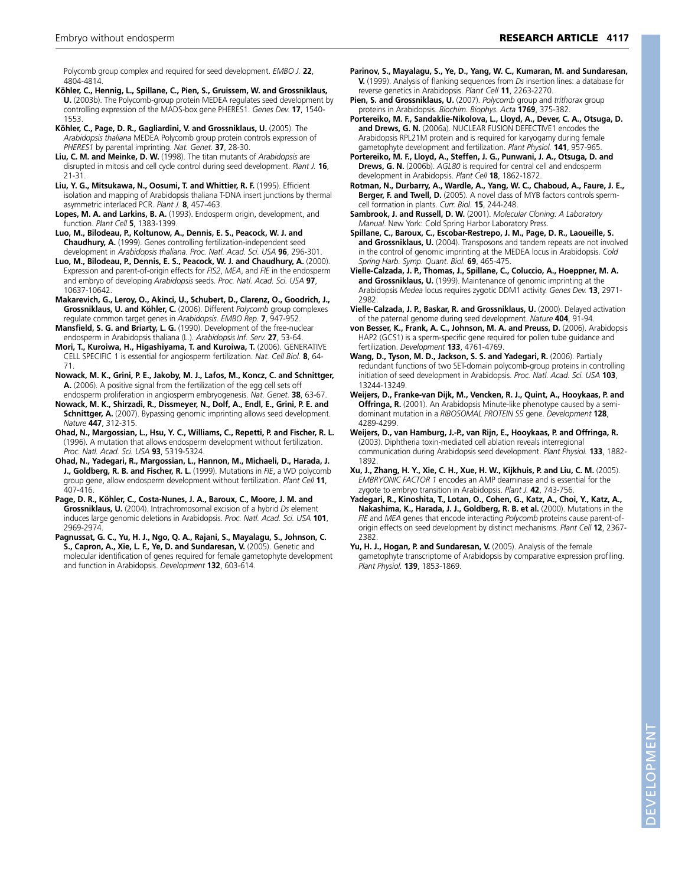Polycomb group complex and required for seed development. *EMBO J.* **22**, 4804-4814.

**Köhler, C., Hennig, L., Spillane, C., Pien, S., Gruissem, W. and Grossniklaus, U.** (2003b). The Polycomb-group protein MEDEA regulates seed development by controlling expression of the MADS-box gene PHERES1. *Genes Dev.* **17**, 1540-1553.

**Köhler, C., Page, D. R., Gagliardini, V. and Grossniklaus, U.** (2005). The *Arabidopsis thaliana* MEDEA Polycomb group protein controls expression of *PHERES1* by parental imprinting. *Nat. Genet.* **37**, 28-30.

**Liu, C. M. and Meinke, D. W.** (1998). The titan mutants of *Arabidopsis* are disrupted in mitosis and cell cycle control during seed development. *Plant J.* **16**, 21-31.

**Liu, Y. G., Mitsukawa, N., Oosumi, T. and Whittier, R. F.** (1995). Efficient isolation and mapping of Arabidopsis thaliana T-DNA insert junctions by thermal asymmetric interlaced PCR. *Plant J.* **8**, 457-463.

**Lopes, M. A. and Larkins, B. A.** (1993). Endosperm origin, development, and function. *Plant Cell* **5**, 1383-1399.

**Luo, M., Bilodeau, P., Koltunow, A., Dennis, E. S., Peacock, W. J. and Chaudhury, A.** (1999). Genes controlling fertilization-independent seed development in *Arabidopsis thaliana*. *Proc. Natl. Acad. Sci. USA* **96**, 296-301.

**Luo, M., Bilodeau, P., Dennis, E. S., Peacock, W. J. and Chaudhury, A.** (2000). Expression and parent-of-origin effects for *FIS2*, *MEA*, and *FIE* in the endosperm and embryo of developing *Arabidopsis* seeds. *Proc. Natl. Acad. Sci. USA* **97**, 10637-10642.

**Makarevich, G., Leroy, O., Akinci, U., Schubert, D., Clarenz, O., Goodrich, J., Grossniklaus, U. and Köhler, C.** (2006). Different *Polycomb* group complexes regulate common target genes in *Arabidopsis*. *EMBO Rep.* **7**, 947-952.

**Mansfield, S. G. and Briarty, L. G.** (1990). Development of the free-nuclear endosperm in Arabidopsis thaliana (L.). *Arabidopsis Inf. Serv.* **27**, 53-64.

**Mori, T., Kuroiwa, H., Higashiyama, T. and Kuroiwa, T.** (2006). GENERATIVE CELL SPECIFIC 1 is essential for angiosperm fertilization. *Nat. Cell Biol.* **8**, 64-71.

**Nowack, M. K., Grini, P. E., Jakoby, M. J., Lafos, M., Koncz, C. and Schnittger, A.** (2006). A positive signal from the fertilization of the egg cell sets off endosperm proliferation in angiosperm embryogenesis. *Nat. Genet.* **38**, 63-67.

**Nowack, M. K., Shirzadi, R., Dissmeyer, N., Dolf, A., Endl, E., Grini, P. E. and Schnittger, A.** (2007). Bypassing genomic imprinting allows seed development. *Nature* **447**, 312-315.

**Ohad, N., Margossian, L., Hsu, Y. C., Williams, C., Repetti, P. and Fischer, R. L.** (1996). A mutation that allows endosperm development without fertilization. *Proc. Natl. Acad. Sci. USA* **93**, 5319-5324.

**Ohad, N., Yadegari, R., Margossian, L., Hannon, M., Michaeli, D., Harada, J. J., Goldberg, R. B. and Fischer, R. L.** (1999). Mutations in *FIE*, a WD polycomb group gene, allow endosperm development without fertilization. *Plant Cell* **11**, 407-416.

**Page, D. R., Köhler, C., Costa-Nunes, J. A., Baroux, C., Moore, J. M. and Grossniklaus, U.** (2004). Intrachromosomal excision of a hybrid *Ds* element induces large genomic deletions in Arabidopsis. *Proc. Natl. Acad. Sci. USA* **101**, 2969-2974.

**Pagnussat, G. C., Yu, H. J., Ngo, Q. A., Rajani, S., Mayalagu, S., Johnson, C. S., Capron, A., Xie, L. F., Ye, D. and Sundaresan, V.** (2005). Genetic and molecular identification of genes required for female gametophyte development and function in Arabidopsis. *Development* **132**, 603-614.

**Parinov, S., Mayalagu, S., Ye, D., Yang, W. C., Kumaran, M. and Sundaresan, V.** (1999). Analysis of flanking sequences from *Ds* insertion lines: a database for reverse genetics in Arabidopsis. *Plant Cell* **11**, 2263-2270.

**Pien, S. and Grossniklaus, U.** (2007). *Polycomb* group and *trithorax* group proteins in Arabidopsis. *Biochim. Biophys. Acta* **1769**, 375-382.

**Portereiko, M. F., Sandaklie-Nikolova, L., Lloyd, A., Dever, C. A., Otsuga, D. and Drews, G. N.** (2006a). NUCLEAR FUSION DEFECTIVE1 encodes the Arabidopsis RPL21M protein and is required for karyogamy during female gametophyte development and fertilization. *Plant Physiol.* **141**, 957-965.

**Portereiko, M. F., Lloyd, A., Steffen, J. G., Punwani, J. A., Otsuga, D. and Drews, G. N.** (2006b). *AGL80* is required for central cell and endosperm development in Arabidopsis. *Plant Cell* **18**, 1862-1872.

**Rotman, N., Durbarry, A., Wardle, A., Yang, W. C., Chaboud, A., Faure, J. E., Berger, F. and Twell, D.** (2005). A novel class of MYB factors controls sperm-cell formation in plants. *Curr. Biol.* **15**, 244-248.

**Sambrook, J. and Russell, D. W.** (2001). *Molecular Cloning: A Laboratory Manual*. New York: Cold Spring Harbor Laboratory Press.

**Spillane, C., Baroux, C., Escobar-Restrepo, J. M., Page, D. R., Laoueille, S. and Grossniklaus, U.** (2004). Transposons and tandem repeats are not involved in the control of genomic imprinting at the MEDEA locus in Arabidopsis. *Cold Spring Harb. Symp. Quant. Biol.* **69**, 465-475.

**Vielle-Calzada, J. P., Thomas, J., Spillane, C., Coluccio, A., Hoeppner, M. A. and Grossniklaus, U.** (1999). Maintenance of genomic imprinting at the Arabidopsis *Medea* locus requires zygotic DDM1 activity. *Genes Dev.* **13**, 2971-2982.

**Vielle-Calzada, J. P., Baskar, R. and Grossniklaus, U.** (2000). Delayed activation of the paternal genome during seed development. *Nature* **404**, 91-94.

**von Besser, K., Frank, A. C., Johnson, M. A. and Preuss, D.** (2006). Arabidopsis HAP2 (GCS1) is a sperm-specific gene required for pollen tube guidance and fertilization. *Development* **133**, 4761-4769.

**Wang, D., Tyson, M. D., Jackson, S. S. and Yadegari, R.** (2006). Partially redundant functions of two SET-domain polycomb-group proteins in controlling initiation of seed development in Arabidopsis. *Proc. Natl. Acad. Sci. USA* **103**, 13244-13249.

**Weijers, D., Franke-van Dijk, M., Vencken, R. J., Quint, A., Hooykaas, P. and Offringa, R.** (2001). An Arabidopsis Minute-like phenotype caused by a semi-dominant mutation in a *RIBOSOMAL PROTEIN S5* gene. *Development* **128**, 4289-4299.

**Weijers, D., van Hamburg, J.-P., van Rijn, E., Hooykaas, P. and Offringa, R.** (2003). Diphtheria toxin-mediated cell ablation reveals interregional communication during Arabidopsis seed development. *Plant Physiol.* **133**, 1882-1892.

**Xu, J., Zhang, H. Y., Xie, C. H., Xue, H. W., Kijkhuis, P. and Liu, C. M.** (2005). *EMBRYONIC FACTOR 1* encodes an AMP deaminase and is essential for the zygote to embryo transition in Arabidopsis. *Plant J.* **42**, 743-756.

**Yadegari, R., Kinoshita, T., Lotan, O., Cohen, G., Katz, A., Choi, Y., Katz, A., Nakashima, K., Harada, J. J., Goldberg, R. B. et al.** (2000). Mutations in the *FIE* and *MEA* genes that encode interacting *Polycomb* proteins cause parent-of-origin effects on seed development by distinct mechanisms. *Plant Cell* **12**, 2367-2382.

**Yu, H. J., Hogan, P. and Sundaresan, V.** (2005). Analysis of the female gametophyte transcriptome of Arabidopsis by comparative expression profiling. *Plant Physiol.* **139**, 1853-1869.